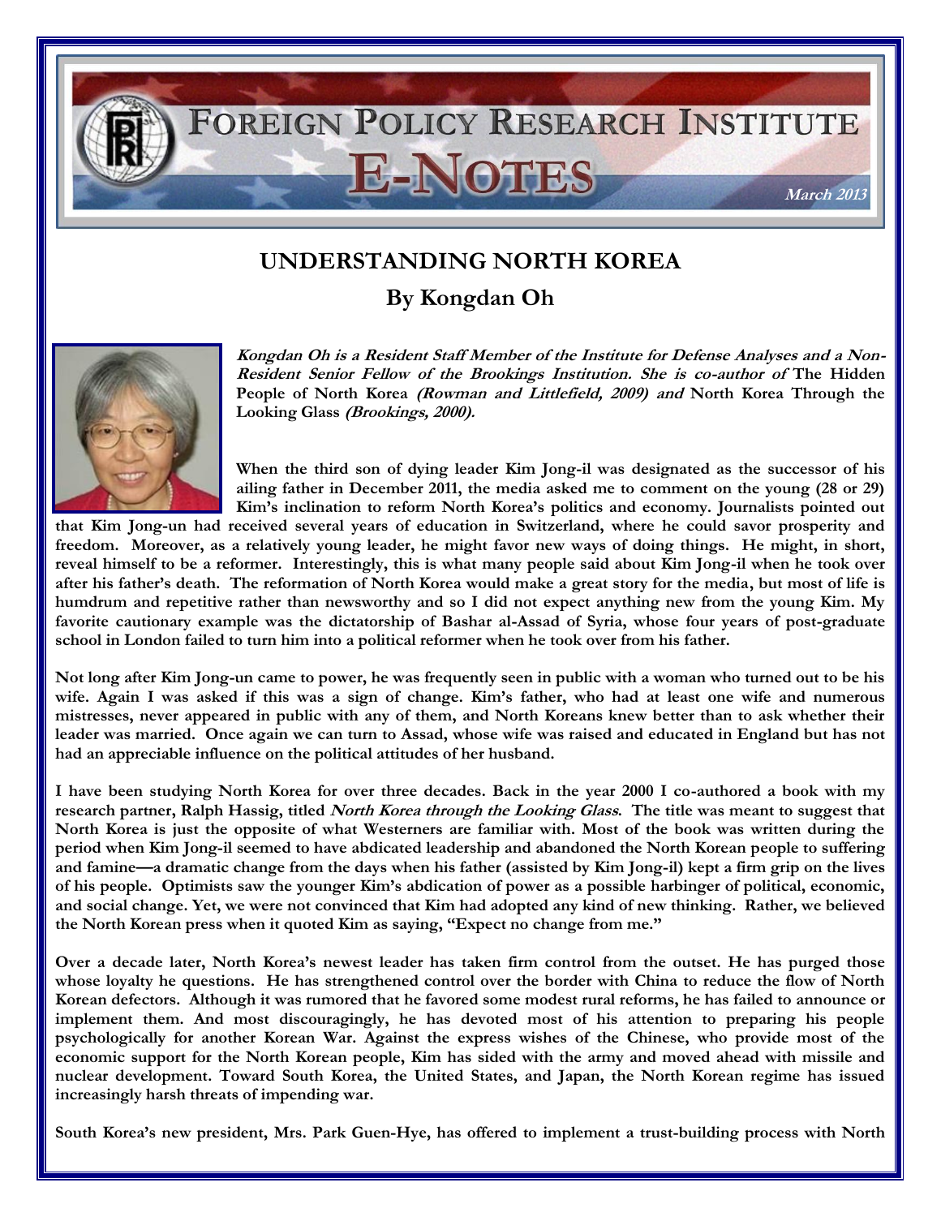FOREIGN POLICY RESEARCH INSTITUTE

E-NOTES

*March 2013*

# UNDERSTANDING NORTH KOREA

## By Kongdan Oh

***Kongdan Oh is a Resident Staff Member of the Institute for Defense Analyses and a Non-Resident Senior Fellow of the Brookings Institution. She is co-author of* The Hidden People of North Korea *(Rowman and Littlefield, 2009) and* North Korea Through the Looking Glass *(Brookings, 2000).***

**When the third son of dying leader Kim Jong-il was designated as the successor of his ailing father in December 2011, the media asked me to comment on the young (28 or 29) Kim's inclination to reform North Korea's politics and economy. Journalists pointed out that Kim Jong-un had received several years of education in Switzerland, where he could savor prosperity and freedom. Moreover, as a relatively young leader, he might favor new ways of doing things. He might, in short, reveal himself to be a reformer. Interestingly, this is what many people said about Kim Jong-il when he took over after his father's death. The reformation of North Korea would make a great story for the media, but most of life is humdrum and repetitive rather than newsworthy and so I did not expect anything new from the young Kim. My favorite cautionary example was the dictatorship of Bashar al-Assad of Syria, whose four years of post-graduate school in London failed to turn him into a political reformer when he took over from his father.**

**Not long after Kim Jong-un came to power, he was frequently seen in public with a woman who turned out to be his wife. Again I was asked if this was a sign of change. Kim's father, who had at least one wife and numerous mistresses, never appeared in public with any of them, and North Koreans knew better than to ask whether their leader was married. Once again we can turn to Assad, whose wife was raised and educated in England but has not had an appreciable influence on the political attitudes of her husband.**

**I have been studying North Korea for over three decades. Back in the year 2000 I co-authored a book with my research partner, Ralph Hassig, titled *North Korea through the Looking Glass*. The title was meant to suggest that North Korea is just the opposite of what Westerners are familiar with. Most of the book was written during the period when Kim Jong-il seemed to have abdicated leadership and abandoned the North Korean people to suffering and famine—a dramatic change from the days when his father (assisted by Kim Jong-il) kept a firm grip on the lives of his people. Optimists saw the younger Kim's abdication of power as a possible harbinger of political, economic, and social change. Yet, we were not convinced that Kim had adopted any kind of new thinking. Rather, we believed the North Korean press when it quoted Kim as saying, "Expect no change from me."**

**Over a decade later, North Korea's newest leader has taken firm control from the outset. He has purged those whose loyalty he questions. He has strengthened control over the border with China to reduce the flow of North Korean defectors. Although it was rumored that he favored some modest rural reforms, he has failed to announce or implement them. And most discouragingly, he has devoted most of his attention to preparing his people psychologically for another Korean War. Against the express wishes of the Chinese, who provide most of the economic support for the North Korean people, Kim has sided with the army and moved ahead with missile and nuclear development. Toward South Korea, the United States, and Japan, the North Korean regime has issued increasingly harsh threats of impending war.**

**South Korea's new president, Mrs. Park Guen-Hye, has offered to implement a trust-building process with North**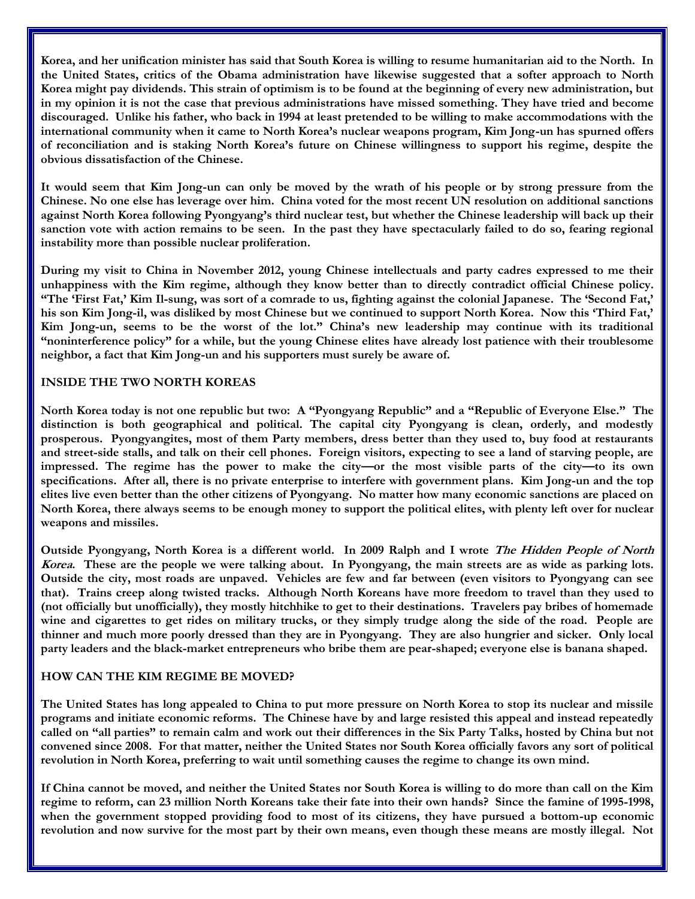Korea, and her unification minister has said that South Korea is willing to resume humanitarian aid to the North. In the United States, critics of the Obama administration have likewise suggested that a softer approach to North Korea might pay dividends. This strain of optimism is to be found at the beginning of every new administration, but in my opinion it is not the case that previous administrations have missed something. They have tried and become discouraged. Unlike his father, who back in 1994 at least pretended to be willing to make accommodations with the international community when it came to North Korea's nuclear weapons program, Kim Jong-un has spurned offers of reconciliation and is staking North Korea's future on Chinese willingness to support his regime, despite the obvious dissatisfaction of the Chinese.

It would seem that Kim Jong-un can only be moved by the wrath of his people or by strong pressure from the Chinese. No one else has leverage over him. China voted for the most recent UN resolution on additional sanctions against North Korea following Pyongyang's third nuclear test, but whether the Chinese leadership will back up their sanction vote with action remains to be seen. In the past they have spectacularly failed to do so, fearing regional instability more than possible nuclear proliferation.

During my visit to China in November 2012, young Chinese intellectuals and party cadres expressed to me their unhappiness with the Kim regime, although they know better than to directly contradict official Chinese policy. "The 'First Fat,' Kim Il-sung, was sort of a comrade to us, fighting against the colonial Japanese. The 'Second Fat,' his son Kim Jong-il, was disliked by most Chinese but we continued to support North Korea. Now this 'Third Fat,' Kim Jong-un, seems to be the worst of the lot." China's new leadership may continue with its traditional "noninterference policy" for a while, but the young Chinese elites have already lost patience with their troublesome neighbor, a fact that Kim Jong-un and his supporters must surely be aware of.

## INSIDE THE TWO NORTH KOREAS

North Korea today is not one republic but two: A "Pyongyang Republic" and a "Republic of Everyone Else." The distinction is both geographical and political. The capital city Pyongyang is clean, orderly, and modestly prosperous. Pyongyangites, most of them Party members, dress better than they used to, buy food at restaurants and street-side stalls, and talk on their cell phones. Foreign visitors, expecting to see a land of starving people, are impressed. The regime has the power to make the city—or the most visible parts of the city—to its own specifications. After all, there is no private enterprise to interfere with government plans. Kim Jong-un and the top elites live even better than the other citizens of Pyongyang. No matter how many economic sanctions are placed on North Korea, there always seems to be enough money to support the political elites, with plenty left over for nuclear weapons and missiles.

Outside Pyongyang, North Korea is a different world. In 2009 Ralph and I wrote *The Hidden People of North Korea*. These are the people we were talking about. In Pyongyang, the main streets are as wide as parking lots. Outside the city, most roads are unpaved. Vehicles are few and far between (even visitors to Pyongyang can see that). Trains creep along twisted tracks. Although North Koreans have more freedom to travel than they used to (not officially but unofficially), they mostly hitchhike to get to their destinations. Travelers pay bribes of homemade wine and cigarettes to get rides on military trucks, or they simply trudge along the side of the road. People are thinner and much more poorly dressed than they are in Pyongyang. They are also hungrier and sicker. Only local party leaders and the black-market entrepreneurs who bribe them are pear-shaped; everyone else is banana shaped.

## HOW CAN THE KIM REGIME BE MOVED?

The United States has long appealed to China to put more pressure on North Korea to stop its nuclear and missile programs and initiate economic reforms. The Chinese have by and large resisted this appeal and instead repeatedly called on "all parties" to remain calm and work out their differences in the Six Party Talks, hosted by China but not convened since 2008. For that matter, neither the United States nor South Korea officially favors any sort of political revolution in North Korea, preferring to wait until something causes the regime to change its own mind.

If China cannot be moved, and neither the United States nor South Korea is willing to do more than call on the Kim regime to reform, can 23 million North Koreans take their fate into their own hands? Since the famine of 1995-1998, when the government stopped providing food to most of its citizens, they have pursued a bottom-up economic revolution and now survive for the most part by their own means, even though these means are mostly illegal. Not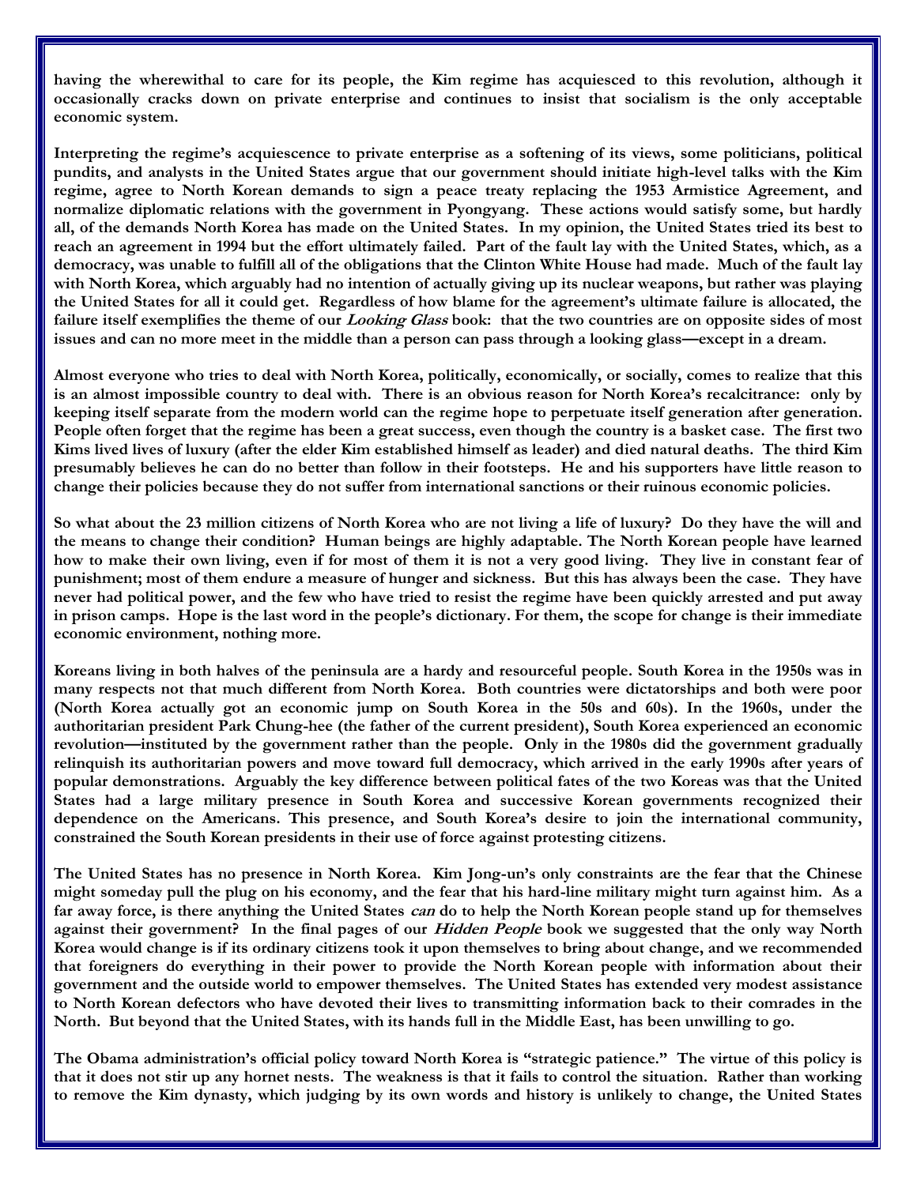**having the wherewithal to care for its people, the Kim regime has acquiesced to this revolution, although it occasionally cracks down on private enterprise and continues to insist that socialism is the only acceptable economic system.**

**Interpreting the regime's acquiescence to private enterprise as a softening of its views, some politicians, political pundits, and analysts in the United States argue that our government should initiate high-level talks with the Kim regime, agree to North Korean demands to sign a peace treaty replacing the 1953 Armistice Agreement, and normalize diplomatic relations with the government in Pyongyang. These actions would satisfy some, but hardly all, of the demands North Korea has made on the United States. In my opinion, the United States tried its best to reach an agreement in 1994 but the effort ultimately failed. Part of the fault lay with the United States, which, as a democracy, was unable to fulfill all of the obligations that the Clinton White House had made. Much of the fault lay with North Korea, which arguably had no intention of actually giving up its nuclear weapons, but rather was playing the United States for all it could get. Regardless of how blame for the agreement's ultimate failure is allocated, the failure itself exemplifies the theme of our *Looking Glass* book: that the two countries are on opposite sides of most issues and can no more meet in the middle than a person can pass through a looking glass—except in a dream.**

**Almost everyone who tries to deal with North Korea, politically, economically, or socially, comes to realize that this is an almost impossible country to deal with. There is an obvious reason for North Korea's recalcitrance: only by keeping itself separate from the modern world can the regime hope to perpetuate itself generation after generation. People often forget that the regime has been a great success, even though the country is a basket case. The first two Kims lived lives of luxury (after the elder Kim established himself as leader) and died natural deaths. The third Kim presumably believes he can do no better than follow in their footsteps. He and his supporters have little reason to change their policies because they do not suffer from international sanctions or their ruinous economic policies.**

**So what about the 23 million citizens of North Korea who are not living a life of luxury? Do they have the will and the means to change their condition? Human beings are highly adaptable. The North Korean people have learned how to make their own living, even if for most of them it is not a very good living. They live in constant fear of punishment; most of them endure a measure of hunger and sickness. But this has always been the case. They have never had political power, and the few who have tried to resist the regime have been quickly arrested and put away in prison camps. Hope is the last word in the people's dictionary. For them, the scope for change is their immediate economic environment, nothing more.**

**Koreans living in both halves of the peninsula are a hardy and resourceful people. South Korea in the 1950s was in many respects not that much different from North Korea. Both countries were dictatorships and both were poor (North Korea actually got an economic jump on South Korea in the 50s and 60s). In the 1960s, under the authoritarian president Park Chung-hee (the father of the current president), South Korea experienced an economic revolution—instituted by the government rather than the people. Only in the 1980s did the government gradually relinquish its authoritarian powers and move toward full democracy, which arrived in the early 1990s after years of popular demonstrations. Arguably the key difference between political fates of the two Koreas was that the United States had a large military presence in South Korea and successive Korean governments recognized their dependence on the Americans. This presence, and South Korea's desire to join the international community, constrained the South Korean presidents in their use of force against protesting citizens.**

**The United States has no presence in North Korea. Kim Jong-un's only constraints are the fear that the Chinese might someday pull the plug on his economy, and the fear that his hard-line military might turn against him. As a far away force, is there anything the United States *can* do to help the North Korean people stand up for themselves against their government? In the final pages of our *Hidden People* book we suggested that the only way North Korea would change is if its ordinary citizens took it upon themselves to bring about change, and we recommended that foreigners do everything in their power to provide the North Korean people with information about their government and the outside world to empower themselves. The United States has extended very modest assistance to North Korean defectors who have devoted their lives to transmitting information back to their comrades in the North. But beyond that the United States, with its hands full in the Middle East, has been unwilling to go.**

**The Obama administration's official policy toward North Korea is "strategic patience." The virtue of this policy is that it does not stir up any hornet nests. The weakness is that it fails to control the situation. Rather than working to remove the Kim dynasty, which judging by its own words and history is unlikely to change, the United States**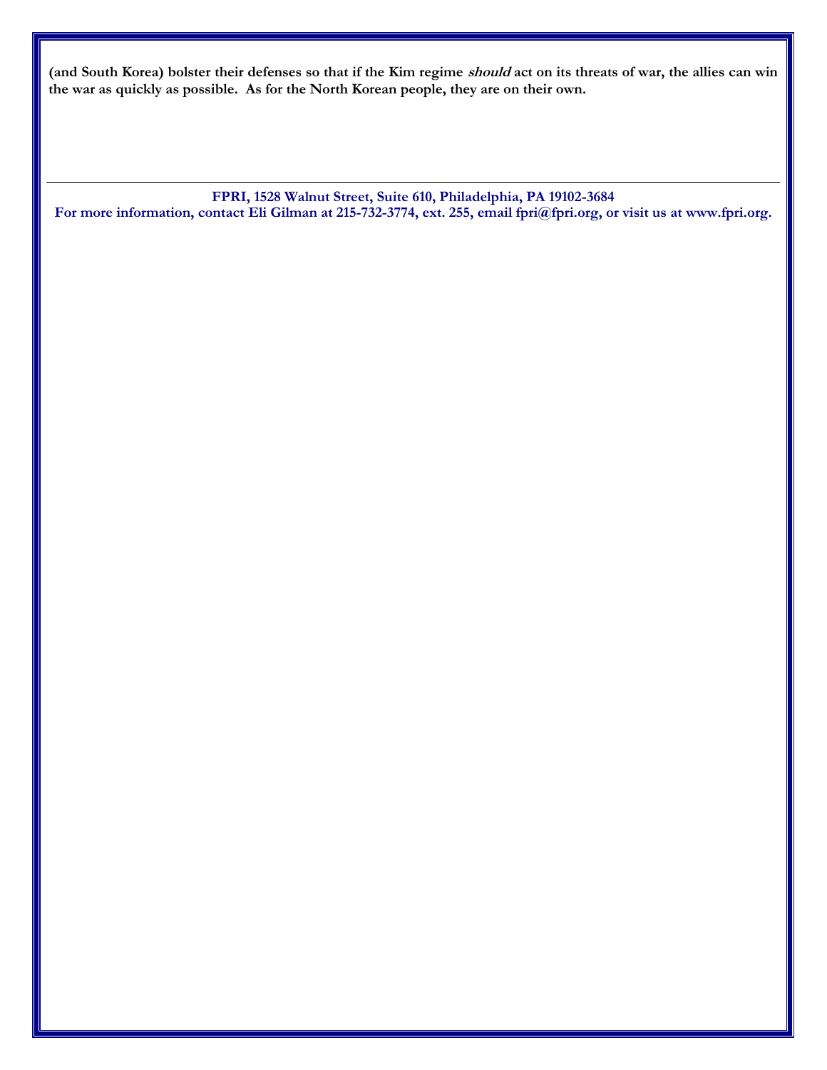**(and South Korea) bolster their defenses so that if the Kim regime *should* act on its threats of war, the allies can win the war as quickly as possible. As for the North Korean people, they are on their own.**

---

**FPRI, 1528 Walnut Street, Suite 610, Philadelphia, PA 19102-3684**
**For more information, contact Eli Gilman at 215-732-3774, ext. 255, email fpri@fpri.org, or visit us at www.fpri.org.**